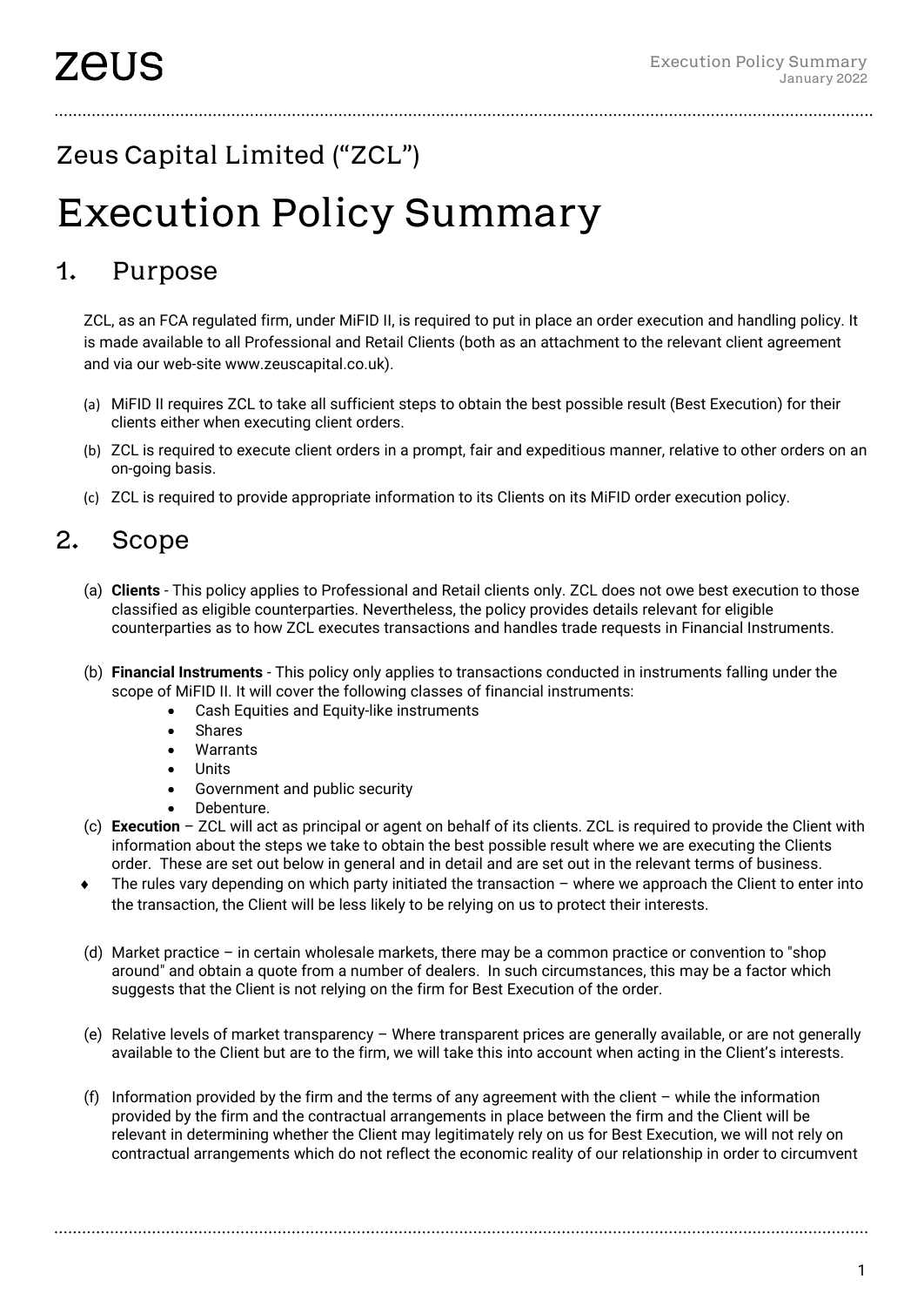Zeus Capital Limited ("ZCL")

# Execution Policy Summary

## 1. Purpose

ZCL, as an FCA regulated firm, under MiFID II, is required to put in place an order execution and handling policy. It is made available to all Professional and Retail Clients (both as an attachment to the relevant client agreement and via our web-site www.zeuscapital.co.uk).

(a) MiFID II requires ZCL to take all sufficient steps to obtain the best possible result (Best Execution) for their clients either when executing client orders.

(b) ZCL is required to execute client orders in a prompt, fair and expeditious manner, relative to other orders on an on-going basis.

(c) ZCL is required to provide appropriate information to its Clients on its MiFID order execution policy.

## 2. Scope

(a) **Clients** - This policy applies to Professional and Retail clients only. ZCL does not owe best execution to those classified as eligible counterparties. Nevertheless, the policy provides details relevant for eligible counterparties as to how ZCL executes transactions and handles trade requests in Financial Instruments.

(b) **Financial Instruments** - This policy only applies to transactions conducted in instruments falling under the scope of MiFID II. It will cover the following classes of financial instruments:

- Cash Equities and Equity-like instruments
- Shares
- Warrants
- Units
- Government and public security
- Debenture.

(c) **Execution** – ZCL will act as principal or agent on behalf of its clients. ZCL is required to provide the Client with information about the steps we take to obtain the best possible result where we are executing the Clients order. These are set out below in general and in detail and are set out in the relevant terms of business.

- The rules vary depending on which party initiated the transaction – where we approach the Client to enter into the transaction, the Client will be less likely to be relying on us to protect their interests.

(d) Market practice – in certain wholesale markets, there may be a common practice or convention to "shop around" and obtain a quote from a number of dealers. In such circumstances, this may be a factor which suggests that the Client is not relying on the firm for Best Execution of the order.

(e) Relative levels of market transparency – Where transparent prices are generally available, or are not generally available to the Client but are to the firm, we will take this into account when acting in the Client's interests.

(f) Information provided by the firm and the terms of any agreement with the client – while the information provided by the firm and the contractual arrangements in place between the firm and the Client will be relevant in determining whether the Client may legitimately rely on us for Best Execution, we will not rely on contractual arrangements which do not reflect the economic reality of our relationship in order to circumvent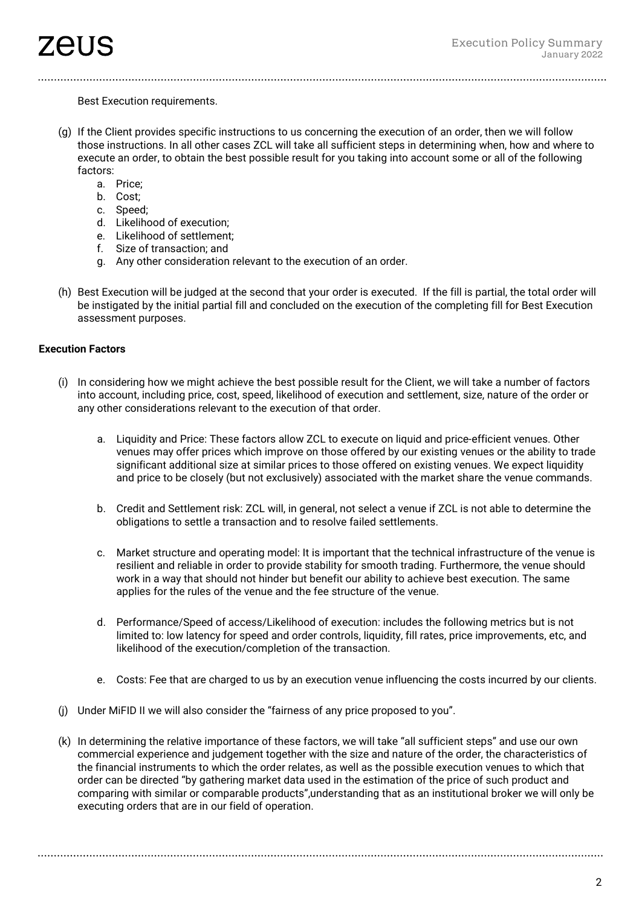Best Execution requirements.

(g) If the Client provides specific instructions to us concerning the execution of an order, then we will follow those instructions. In all other cases ZCL will take all sufficient steps in determining when, how and where to execute an order, to obtain the best possible result for you taking into account some or all of the following factors:
   a. Price;
   b. Cost;
   c. Speed;
   d. Likelihood of execution;
   e. Likelihood of settlement;
   f. Size of transaction; and
   g. Any other consideration relevant to the execution of an order.

(h) Best Execution will be judged at the second that your order is executed. If the fill is partial, the total order will be instigated by the initial partial fill and concluded on the execution of the completing fill for Best Execution assessment purposes.

**Execution Factors**

(i) In considering how we might achieve the best possible result for the Client, we will take a number of factors into account, including price, cost, speed, likelihood of execution and settlement, size, nature of the order or any other considerations relevant to the execution of that order.

   a. Liquidity and Price: These factors allow ZCL to execute on liquid and price-efficient venues. Other venues may offer prices which improve on those offered by our existing venues or the ability to trade significant additional size at similar prices to those offered on existing venues. We expect liquidity and price to be closely (but not exclusively) associated with the market share the venue commands.

   b. Credit and Settlement risk: ZCL will, in general, not select a venue if ZCL is not able to determine the obligations to settle a transaction and to resolve failed settlements.

   c. Market structure and operating model: It is important that the technical infrastructure of the venue is resilient and reliable in order to provide stability for smooth trading. Furthermore, the venue should work in a way that should not hinder but benefit our ability to achieve best execution. The same applies for the rules of the venue and the fee structure of the venue.

   d. Performance/Speed of access/Likelihood of execution: includes the following metrics but is not limited to: low latency for speed and order controls, liquidity, fill rates, price improvements, etc, and likelihood of the execution/completion of the transaction.

   e. Costs: Fee that are charged to us by an execution venue influencing the costs incurred by our clients.

(j) Under MiFID II we will also consider the "fairness of any price proposed to you".

(k) In determining the relative importance of these factors, we will take "all sufficient steps" and use our own commercial experience and judgement together with the size and nature of the order, the characteristics of the financial instruments to which the order relates, as well as the possible execution venues to which that order can be directed "by gathering market data used in the estimation of the price of such product and comparing with similar or comparable products",understanding that as an institutional broker we will only be executing orders that are in our field of operation.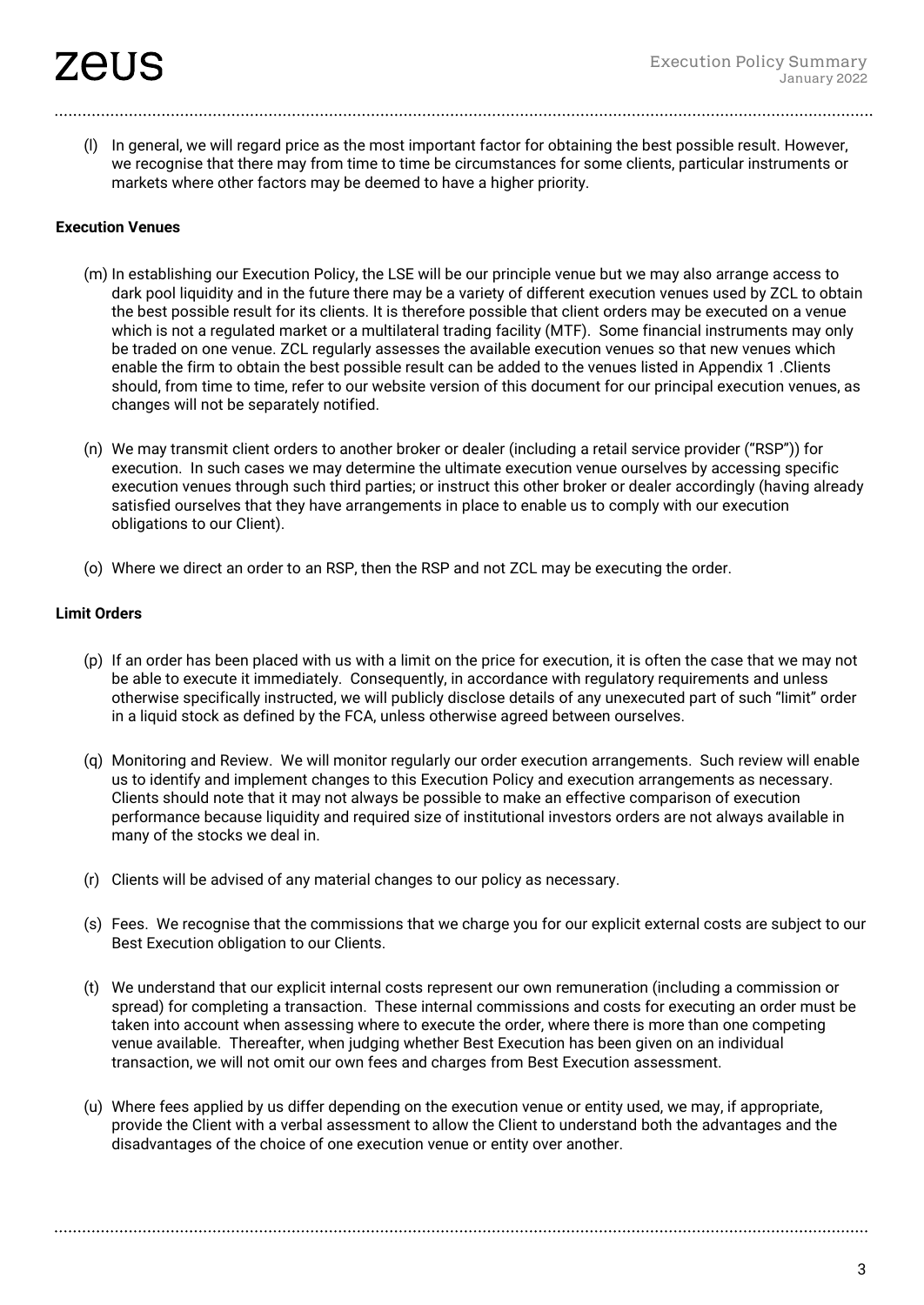(l) In general, we will regard price as the most important factor for obtaining the best possible result. However, we recognise that there may from time to time be circumstances for some clients, particular instruments or markets where other factors may be deemed to have a higher priority.

**Execution Venues**

(m) In establishing our Execution Policy, the LSE will be our principle venue but we may also arrange access to dark pool liquidity and in the future there may be a variety of different execution venues used by ZCL to obtain the best possible result for its clients. It is therefore possible that client orders may be executed on a venue which is not a regulated market or a multilateral trading facility (MTF). Some financial instruments may only be traded on one venue. ZCL regularly assesses the available execution venues so that new venues which enable the firm to obtain the best possible result can be added to the venues listed in Appendix 1 .Clients should, from time to time, refer to our website version of this document for our principal execution venues, as changes will not be separately notified.

(n) We may transmit client orders to another broker or dealer (including a retail service provider ("RSP")) for execution. In such cases we may determine the ultimate execution venue ourselves by accessing specific execution venues through such third parties; or instruct this other broker or dealer accordingly (having already satisfied ourselves that they have arrangements in place to enable us to comply with our execution obligations to our Client).

(o) Where we direct an order to an RSP, then the RSP and not ZCL may be executing the order.

**Limit Orders**

(p) If an order has been placed with us with a limit on the price for execution, it is often the case that we may not be able to execute it immediately. Consequently, in accordance with regulatory requirements and unless otherwise specifically instructed, we will publicly disclose details of any unexecuted part of such "limit" order in a liquid stock as defined by the FCA, unless otherwise agreed between ourselves.

(q) Monitoring and Review. We will monitor regularly our order execution arrangements. Such review will enable us to identify and implement changes to this Execution Policy and execution arrangements as necessary. Clients should note that it may not always be possible to make an effective comparison of execution performance because liquidity and required size of institutional investors orders are not always available in many of the stocks we deal in.

(r) Clients will be advised of any material changes to our policy as necessary.

(s) Fees. We recognise that the commissions that we charge you for our explicit external costs are subject to our Best Execution obligation to our Clients.

(t) We understand that our explicit internal costs represent our own remuneration (including a commission or spread) for completing a transaction. These internal commissions and costs for executing an order must be taken into account when assessing where to execute the order, where there is more than one competing venue available. Thereafter, when judging whether Best Execution has been given on an individual transaction, we will not omit our own fees and charges from Best Execution assessment.

(u) Where fees applied by us differ depending on the execution venue or entity used, we may, if appropriate, provide the Client with a verbal assessment to allow the Client to understand both the advantages and the disadvantages of the choice of one execution venue or entity over another.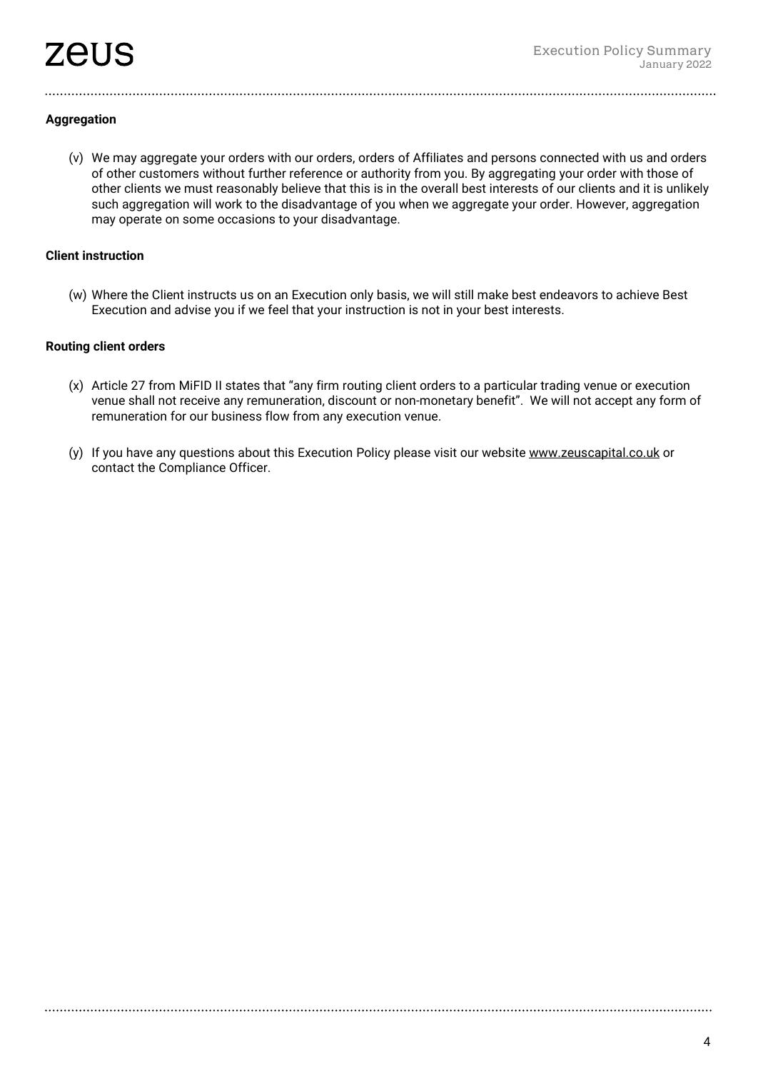**Aggregation**

(v) We may aggregate your orders with our orders, orders of Affiliates and persons connected with us and orders of other customers without further reference or authority from you. By aggregating your order with those of other clients we must reasonably believe that this is in the overall best interests of our clients and it is unlikely such aggregation will work to the disadvantage of you when we aggregate your order. However, aggregation may operate on some occasions to your disadvantage.

**Client instruction**

(w) Where the Client instructs us on an Execution only basis, we will still make best endeavors to achieve Best Execution and advise you if we feel that your instruction is not in your best interests.

**Routing client orders**

(x) Article 27 from MiFID II states that "any firm routing client orders to a particular trading venue or execution venue shall not receive any remuneration, discount or non-monetary benefit". We will not accept any form of remuneration for our business flow from any execution venue.

(y) If you have any questions about this Execution Policy please visit our website www.zeuscapital.co.uk or contact the Compliance Officer.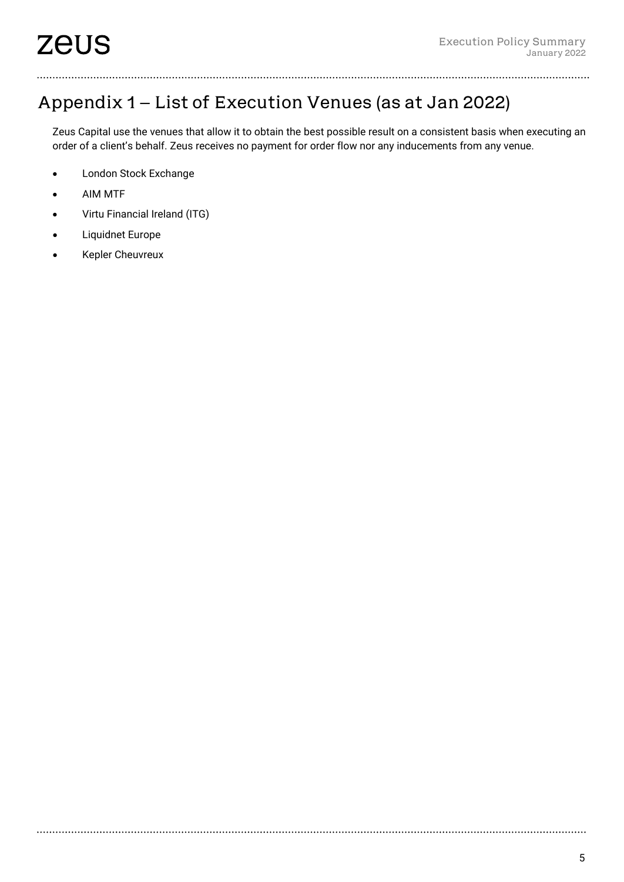# Appendix 1 – List of Execution Venues (as at Jan 2022)

Zeus Capital use the venues that allow it to obtain the best possible result on a consistent basis when executing an order of a client's behalf. Zeus receives no payment for order flow nor any inducements from any venue.

- London Stock Exchange
- AIM MTF
- Virtu Financial Ireland (ITG)
- Liquidnet Europe
- Kepler Cheuvreux